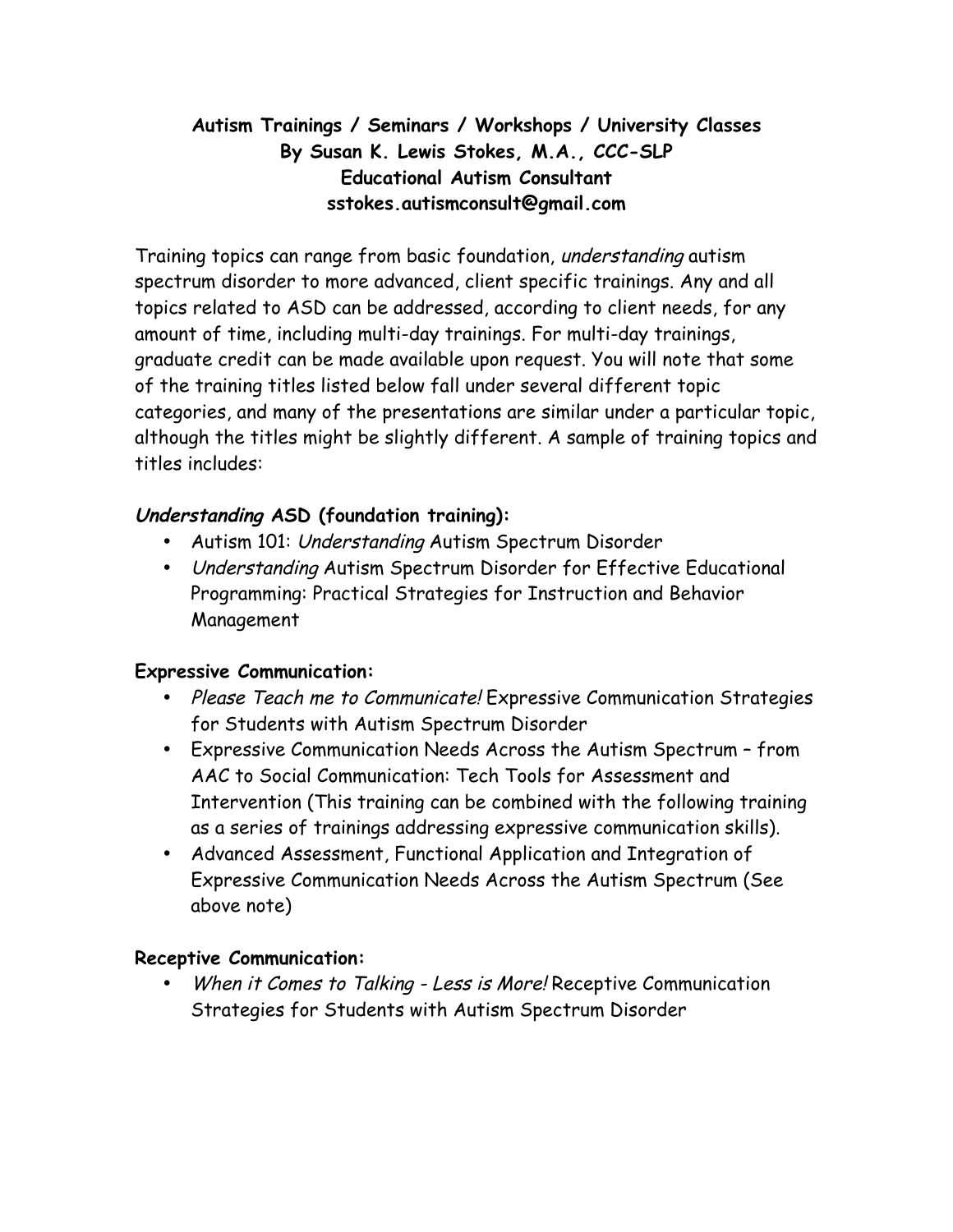# Autism Trainings / Seminars / Workshops / University Classes

**By Susan K. Lewis Stokes, M.A., CCC-SLP**

**Educational Autism Consultant**

**sstokes.autismconsult@gmail.com**

Training topics can range from basic foundation, *understanding* autism spectrum disorder to more advanced, client specific trainings. Any and all topics related to ASD can be addressed, according to client needs, for any amount of time, including multi-day trainings. For multi-day trainings, graduate credit can be made available upon request. You will note that some of the training titles listed below fall under several different topic categories, and many of the presentations are similar under a particular topic, although the titles might be slightly different. A sample of training topics and titles includes:

### *Understanding* ASD (foundation training):

- Autism 101: *Understanding* Autism Spectrum Disorder
- *Understanding* Autism Spectrum Disorder for Effective Educational Programming: Practical Strategies for Instruction and Behavior Management

### Expressive Communication:

- *Please Teach me to Communicate!* Expressive Communication Strategies for Students with Autism Spectrum Disorder
- Expressive Communication Needs Across the Autism Spectrum – from AAC to Social Communication: Tech Tools for Assessment and Intervention (This training can be combined with the following training as a series of trainings addressing expressive communication skills).
- Advanced Assessment, Functional Application and Integration of Expressive Communication Needs Across the Autism Spectrum (See above note)

### Receptive Communication:

- *When it Comes to Talking - Less is More!* Receptive Communication Strategies for Students with Autism Spectrum Disorder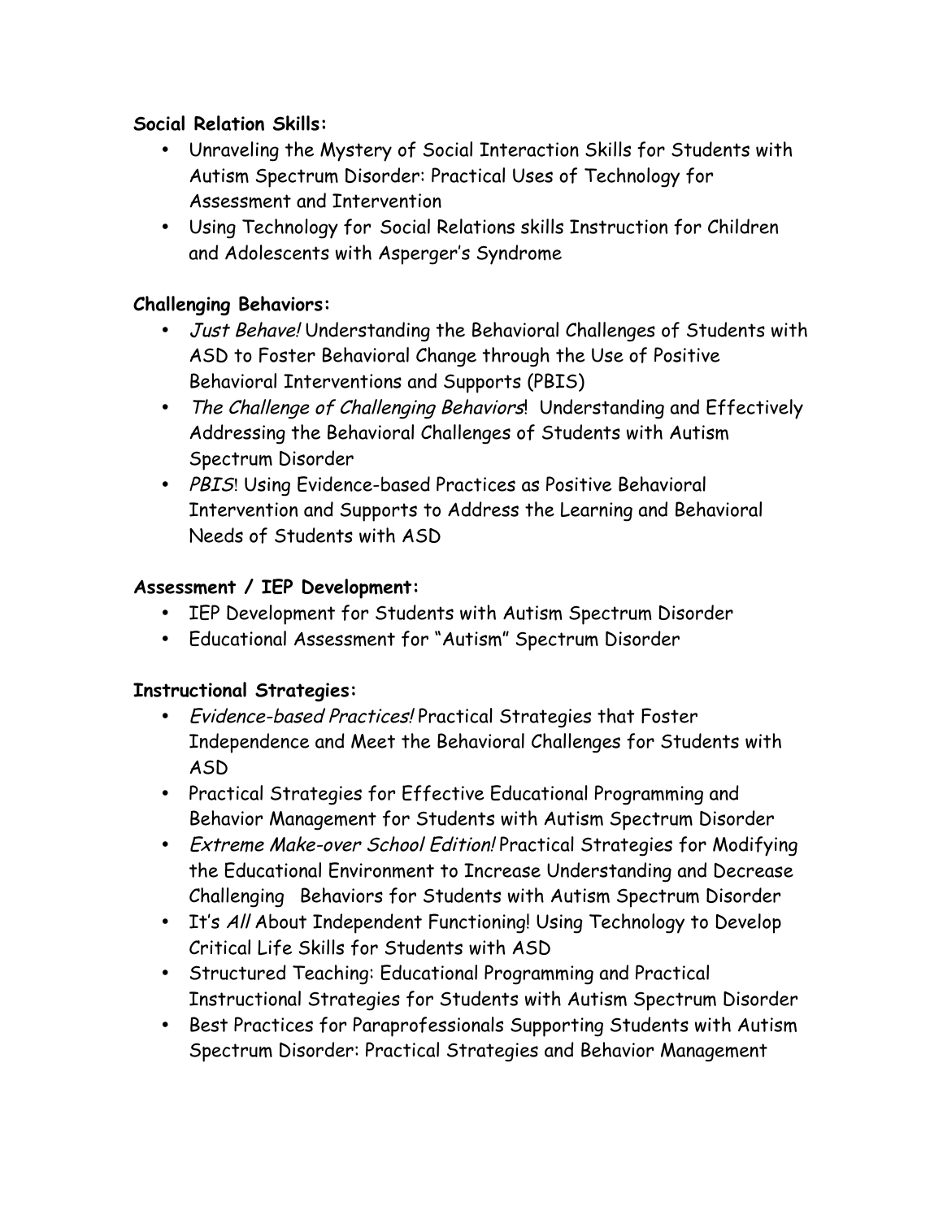**Social Relation Skills:**

- Unraveling the Mystery of Social Interaction Skills for Students with Autism Spectrum Disorder: Practical Uses of Technology for Assessment and Intervention
- Using Technology for Social Relations skills Instruction for Children and Adolescents with Asperger's Syndrome

**Challenging Behaviors:**

- *Just Behave!* Understanding the Behavioral Challenges of Students with ASD to Foster Behavioral Change through the Use of Positive Behavioral Interventions and Supports (PBIS)
- *The Challenge of Challenging Behaviors*! Understanding and Effectively Addressing the Behavioral Challenges of Students with Autism Spectrum Disorder
- *PBIS*! Using Evidence-based Practices as Positive Behavioral Intervention and Supports to Address the Learning and Behavioral Needs of Students with ASD

**Assessment / IEP Development:**

- IEP Development for Students with Autism Spectrum Disorder
- Educational Assessment for "Autism" Spectrum Disorder

**Instructional Strategies:**

- *Evidence-based Practices!* Practical Strategies that Foster Independence and Meet the Behavioral Challenges for Students with ASD
- Practical Strategies for Effective Educational Programming and Behavior Management for Students with Autism Spectrum Disorder
- *Extreme Make-over School Edition!* Practical Strategies for Modifying the Educational Environment to Increase Understanding and Decrease Challenging Behaviors for Students with Autism Spectrum Disorder
- It's *All* About Independent Functioning! Using Technology to Develop Critical Life Skills for Students with ASD
- Structured Teaching: Educational Programming and Practical Instructional Strategies for Students with Autism Spectrum Disorder
- Best Practices for Paraprofessionals Supporting Students with Autism Spectrum Disorder: Practical Strategies and Behavior Management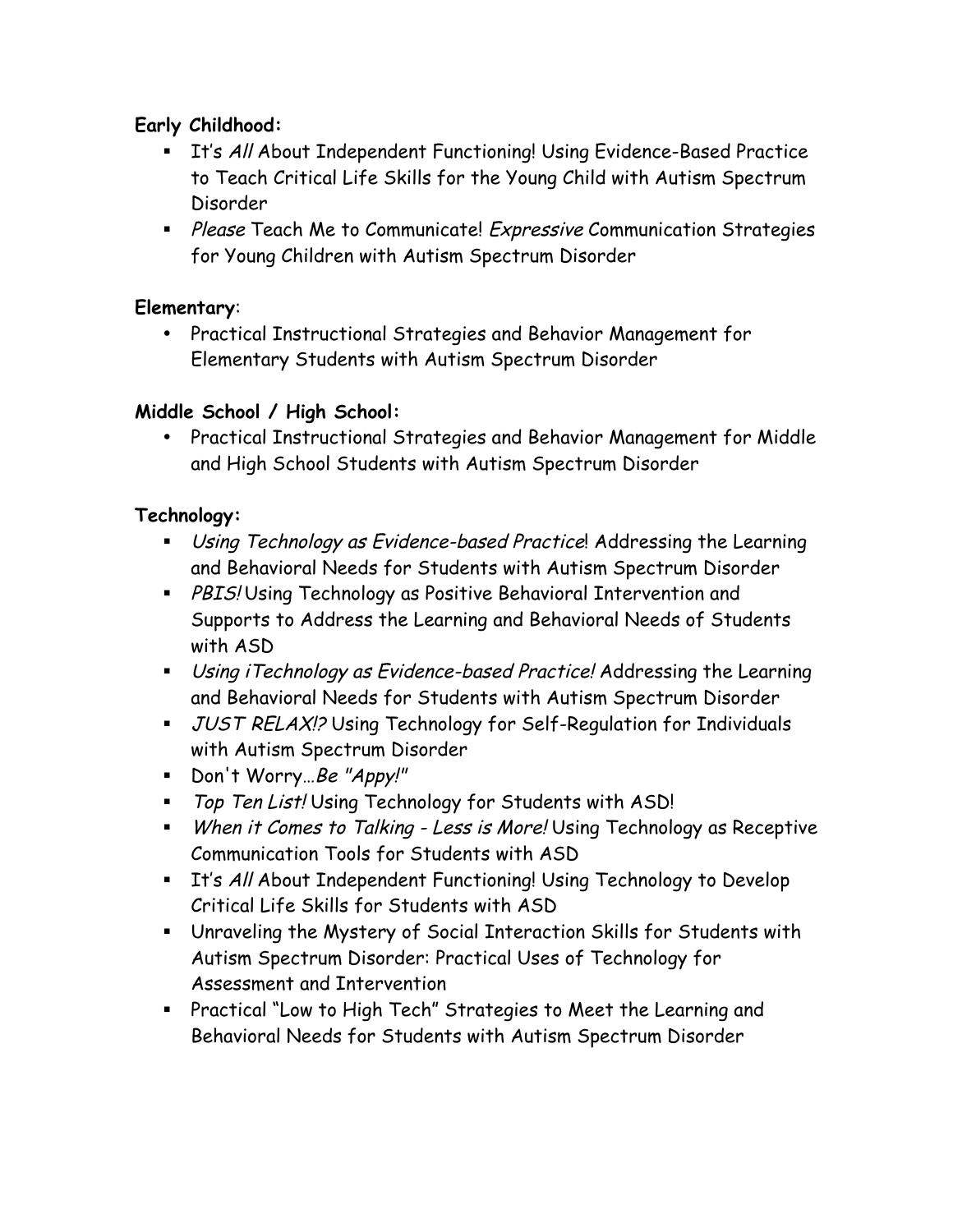**Early Childhood:**

- It's *All* About Independent Functioning! Using Evidence-Based Practice to Teach Critical Life Skills for the Young Child with Autism Spectrum Disorder
- *Please* Teach Me to Communicate! *Expressive* Communication Strategies for Young Children with Autism Spectrum Disorder

**Elementary**:

- Practical Instructional Strategies and Behavior Management for Elementary Students with Autism Spectrum Disorder

**Middle School / High School:**

- Practical Instructional Strategies and Behavior Management for Middle and High School Students with Autism Spectrum Disorder

**Technology:**

- *Using Technology as Evidence-based Practice*! Addressing the Learning and Behavioral Needs for Students with Autism Spectrum Disorder
- *PBIS!* Using Technology as Positive Behavioral Intervention and Supports to Address the Learning and Behavioral Needs of Students with ASD
- *Using iTechnology as Evidence-based Practice!* Addressing the Learning and Behavioral Needs for Students with Autism Spectrum Disorder
- *JUST RELAX!?* Using Technology for Self-Regulation for Individuals with Autism Spectrum Disorder
- Don't Worry…*Be "Appy!"*
- *Top Ten List!* Using Technology for Students with ASD!
- *When it Comes to Talking - Less is More!* Using Technology as Receptive Communication Tools for Students with ASD
- It's *All* About Independent Functioning! Using Technology to Develop Critical Life Skills for Students with ASD
- Unraveling the Mystery of Social Interaction Skills for Students with Autism Spectrum Disorder: Practical Uses of Technology for Assessment and Intervention
- Practical "Low to High Tech" Strategies to Meet the Learning and Behavioral Needs for Students with Autism Spectrum Disorder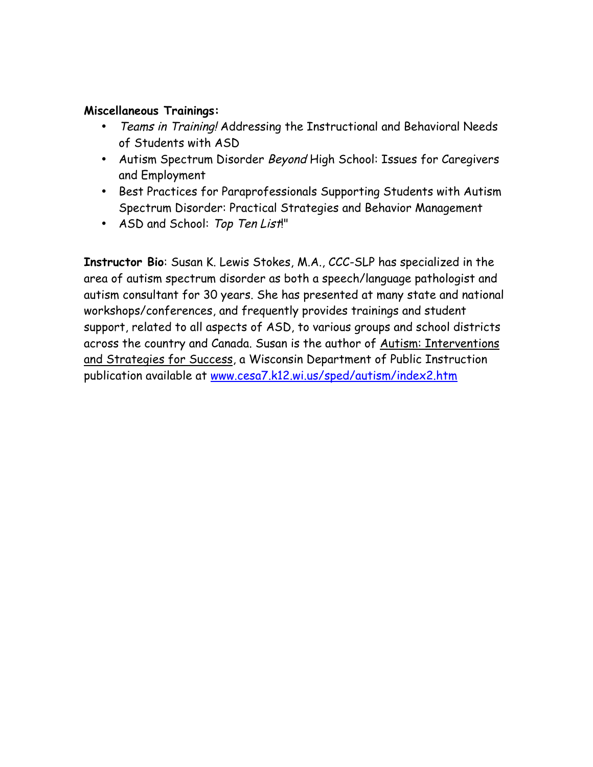**Miscellaneous Trainings:**

- *Teams in Training!* Addressing the Instructional and Behavioral Needs of Students with ASD
- Autism Spectrum Disorder *Beyond* High School: Issues for Caregivers and Employment
- Best Practices for Paraprofessionals Supporting Students with Autism Spectrum Disorder: Practical Strategies and Behavior Management
- ASD and School: *Top Ten List*!"

**Instructor Bio**: Susan K. Lewis Stokes, M.A., CCC-SLP has specialized in the area of autism spectrum disorder as both a speech/language pathologist and autism consultant for 30 years. She has presented at many state and national workshops/conferences, and frequently provides trainings and student support, related to all aspects of ASD, to various groups and school districts across the country and Canada. Susan is the author of Autism: Interventions and Strategies for Success, a Wisconsin Department of Public Instruction publication available at [www.cesa7.k12.wi.us/sped/autism/index2.htm](www.cesa7.k12.wi.us/sped/autism/index2.htm)